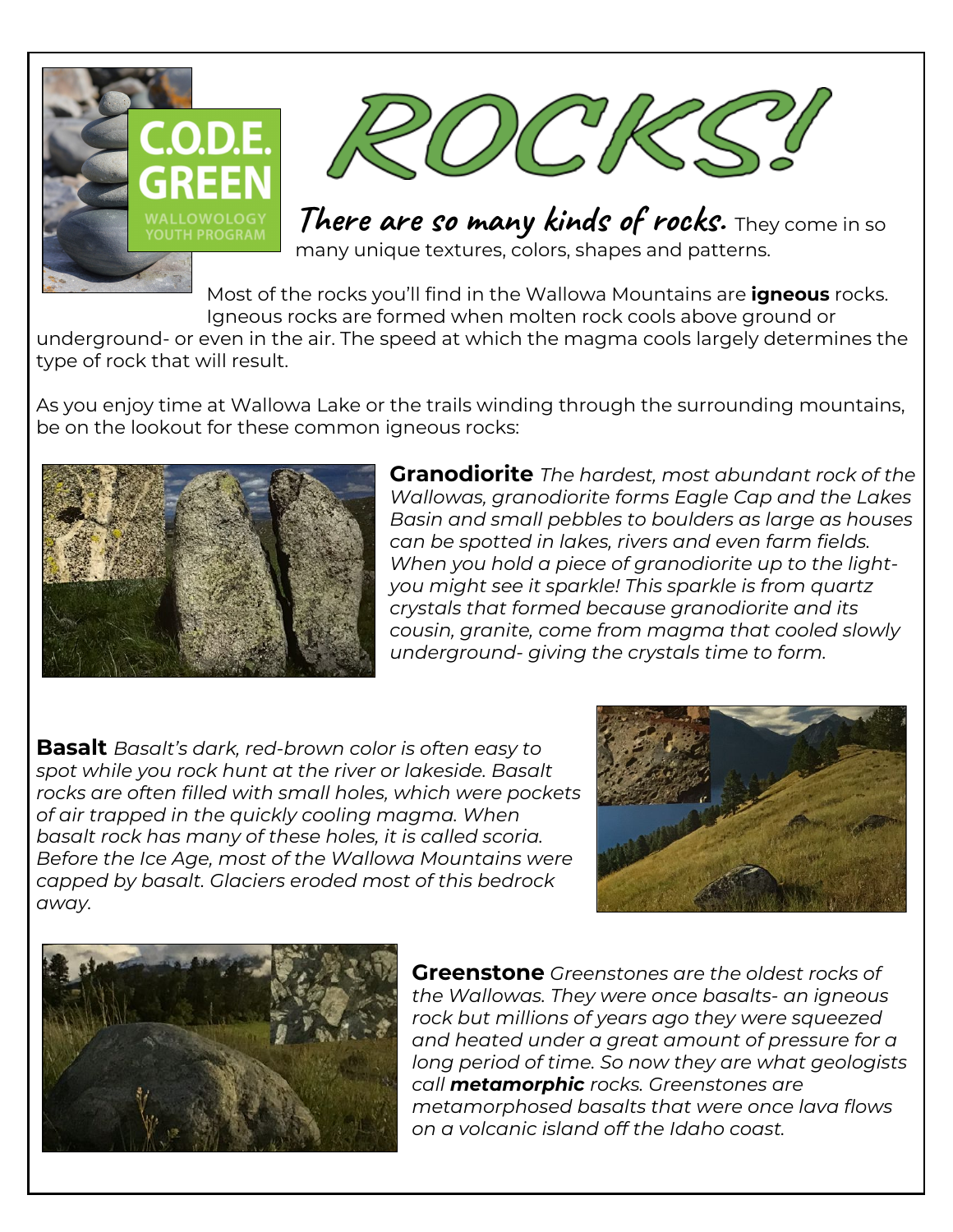C.O.D.E. GREEN

WALLOWOLOGY YOUTH PROGRAM

# ROCKS!

**There are so many kinds of rocks.** They come in so many unique textures, colors, shapes and patterns.

Most of the rocks you'll find in the Wallowa Mountains are **igneous** rocks. Igneous rocks are formed when molten rock cools above ground or underground- or even in the air. The speed at which the magma cools largely determines the type of rock that will result.

As you enjoy time at Wallowa Lake or the trails winding through the surrounding mountains, be on the lookout for these common igneous rocks:

**Granodiorite** *The hardest, most abundant rock of the Wallowas, granodiorite forms Eagle Cap and the Lakes Basin and small pebbles to boulders as large as houses can be spotted in lakes, rivers and even farm fields. When you hold a piece of granodiorite up to the light- you might see it sparkle! This sparkle is from quartz crystals that formed because granodiorite and its cousin, granite, come from magma that cooled slowly underground- giving the crystals time to form.*

**Basalt** *Basalt's dark, red-brown color is often easy to spot while you rock hunt at the river or lakeside. Basalt rocks are often filled with small holes, which were pockets of air trapped in the quickly cooling magma. When basalt rock has many of these holes, it is called scoria. Before the Ice Age, most of the Wallowa Mountains were capped by basalt. Glaciers eroded most of this bedrock away.*

**Greenstone** *Greenstones are the oldest rocks of the Wallowas. They were once basalts- an igneous rock but millions of years ago they were squeezed and heated under a great amount of pressure for a long period of time. So now they are what geologists call* ***metamorphic*** *rocks. Greenstones are metamorphosed basalts that were once lava flows on a volcanic island off the Idaho coast.*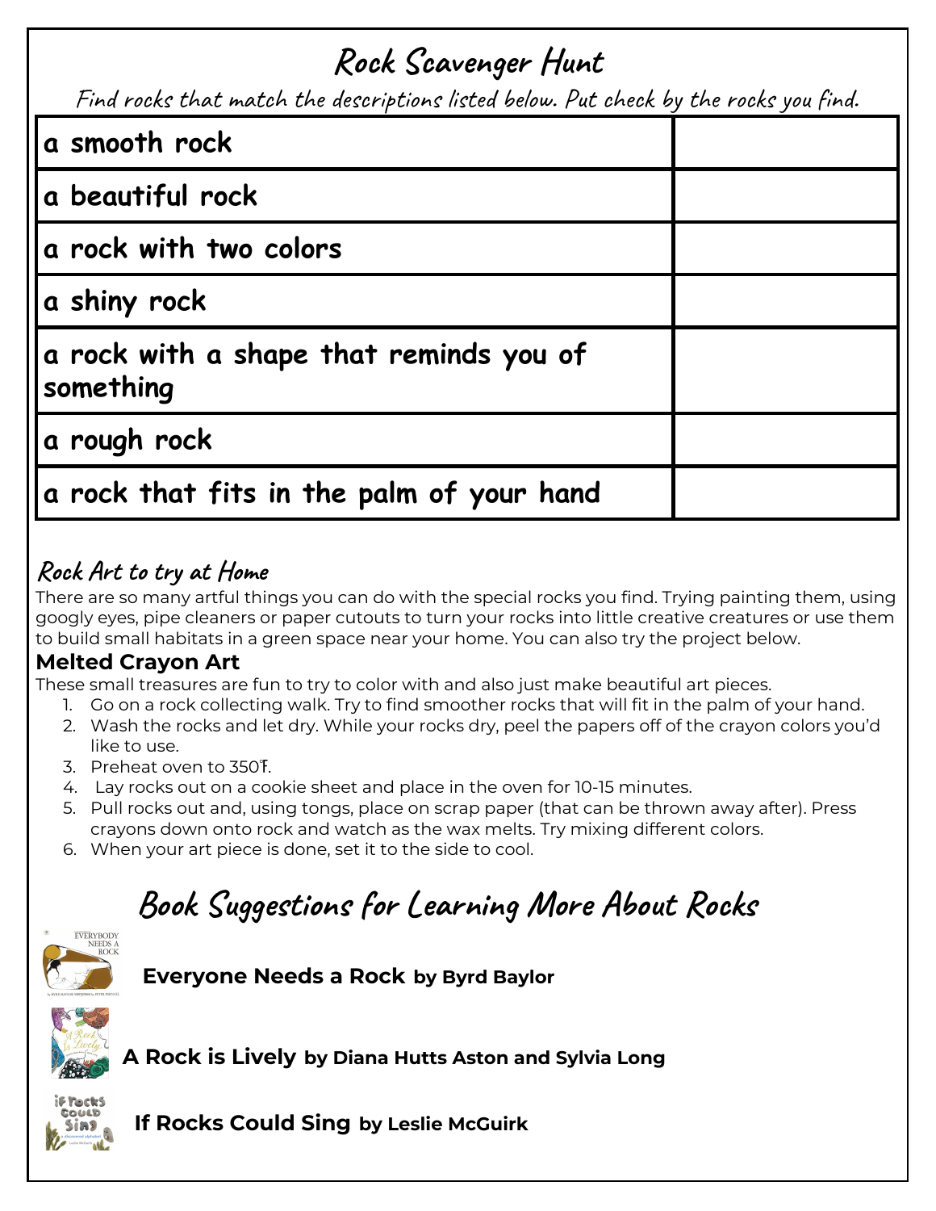# Rock Scavenger Hunt

*Find rocks that match the descriptions listed below. Put check by the rocks you find.*

| | |
|---|---|
| a smooth rock | |
| a beautiful rock | |
| a rock with two colors | |
| a shiny rock | |
| a rock with a shape that reminds you of something | |
| a rough rock | |
| a rock that fits in the palm of your hand | |

## Rock Art to try at Home

There are so many artful things you can do with the special rocks you find. Trying painting them, using googly eyes, pipe cleaners or paper cutouts to turn your rocks into little creative creatures or use them to build small habitats in a green space near your home. You can also try the project below.

### Melted Crayon Art

These small treasures are fun to try to color with and also just make beautiful art pieces.

1. Go on a rock collecting walk. Try to find smoother rocks that will fit in the palm of your hand.
2. Wash the rocks and let dry. While your rocks dry, peel the papers off of the crayon colors you'd like to use.
3. Preheat oven to 350℉.
4. Lay rocks out on a cookie sheet and place in the oven for 10-15 minutes.
5. Pull rocks out and, using tongs, place on scrap paper (that can be thrown away after). Press crayons down onto rock and watch as the wax melts. Try mixing different colors.
6. When your art piece is done, set it to the side to cool.

## Book Suggestions for Learning More About Rocks

**Everyone Needs a Rock by Byrd Baylor**

**A Rock is Lively by Diana Hutts Aston and Sylvia Long**

**If Rocks Could Sing by Leslie McGuirk**